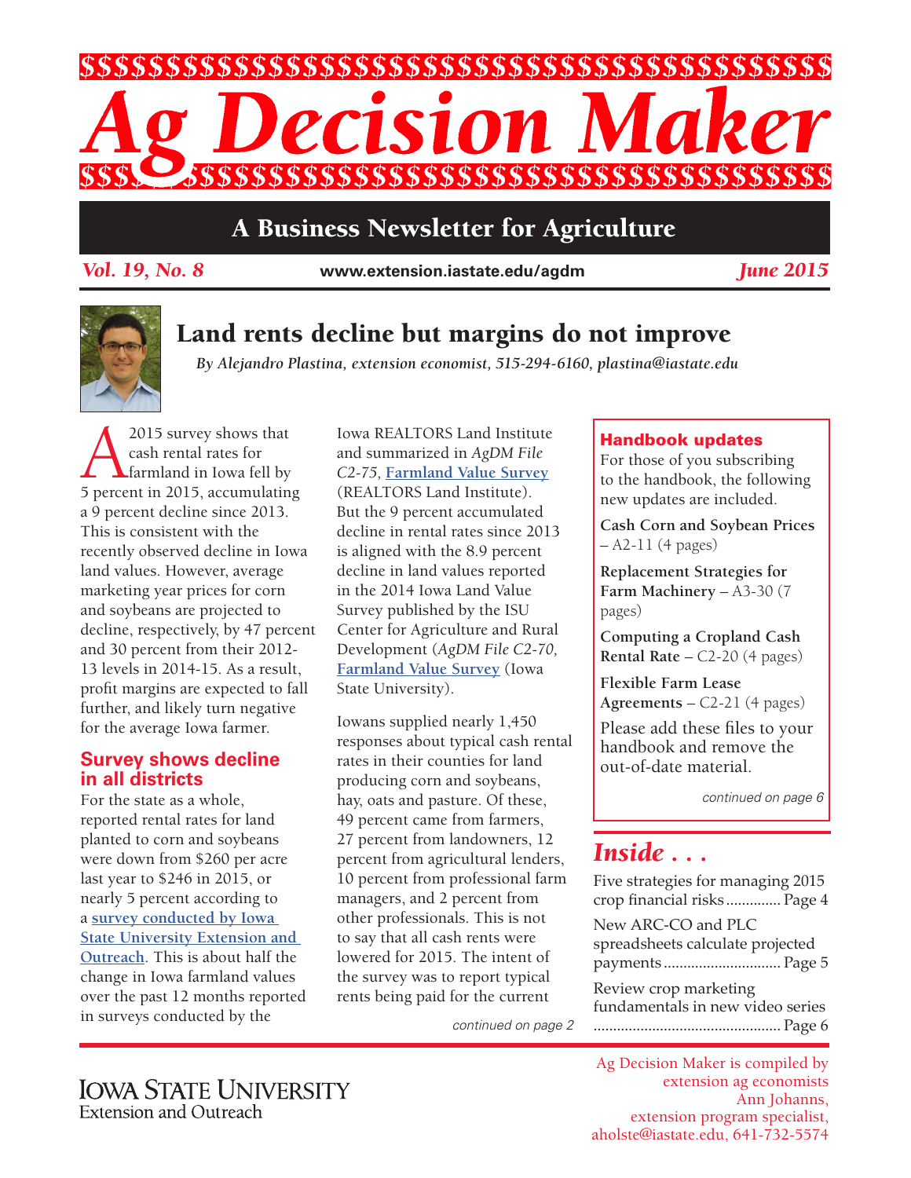# Ag Decision Maker

## A Business Newsletter for Agriculture

*Vol. 19, No. 8* www.extension.iastate.edu/agdm *June 2015*

## Land rents decline but margins do not improve

*By Alejandro Plastina, extension economist, 515-294-6160, plastina@iastate.edu*

A 2015 survey shows that cash rental rates for farmland in Iowa fell by 5 percent in 2015, accumulating a 9 percent decline since 2013. This is consistent with the recently observed decline in Iowa land values. However, average marketing year prices for corn and soybeans are projected to decline, respectively, by 47 percent and 30 percent from their 2012-13 levels in 2014-15. As a result, profit margins are expected to fall further, and likely turn negative for the average Iowa farmer.

### Survey shows decline in all districts

For the state as a whole, reported rental rates for land planted to corn and soybeans were down from $260 per acre last year to $246 in 2015, or nearly 5 percent according to a survey conducted by Iowa State University Extension and Outreach. This is about half the change in Iowa farmland values over the past 12 months reported in surveys conducted by the Iowa REALTORS Land Institute and summarized in *AgDM File C2-75,* Farmland Value Survey (REALTORS Land Institute). But the 9 percent accumulated decline in rental rates since 2013 is aligned with the 8.9 percent decline in land values reported in the 2014 Iowa Land Value Survey published by the ISU Center for Agriculture and Rural Development (*AgDM File C2-70,* Farmland Value Survey (Iowa State University).

Iowans supplied nearly 1,450 responses about typical cash rental rates in their counties for land producing corn and soybeans, hay, oats and pasture. Of these, 49 percent came from farmers, 27 percent from landowners, 12 percent from agricultural lenders, 10 percent from professional farm managers, and 2 percent from other professionals. This is not to say that all cash rents were lowered for 2015. The intent of the survey was to report typical rents being paid for the current

*continued on page 2*

### Handbook updates

For those of you subscribing to the handbook, the following new updates are included.

**Cash Corn and Soybean Prices** – A2-11 (4 pages)

**Replacement Strategies for Farm Machinery** – A3-30 (7 pages)

**Computing a Cropland Cash Rental Rate** – C2-20 (4 pages)

**Flexible Farm Lease Agreements** – C2-21 (4 pages)

Please add these files to your handbook and remove the out-of-date material.

*continued on page 6*

### *Inside . . .*

Five strategies for managing 2015 crop financial risks .............. Page 4

New ARC-CO and PLC spreadsheets calculate projected payments .............................. Page 5

Review crop marketing fundamentals in new video series ................................................ Page 6

Iowa State University Extension and Outreach

Ag Decision Maker is compiled by extension ag economists
Ann Johanns, extension program specialist, aholste@iastate.edu, 641-732-5574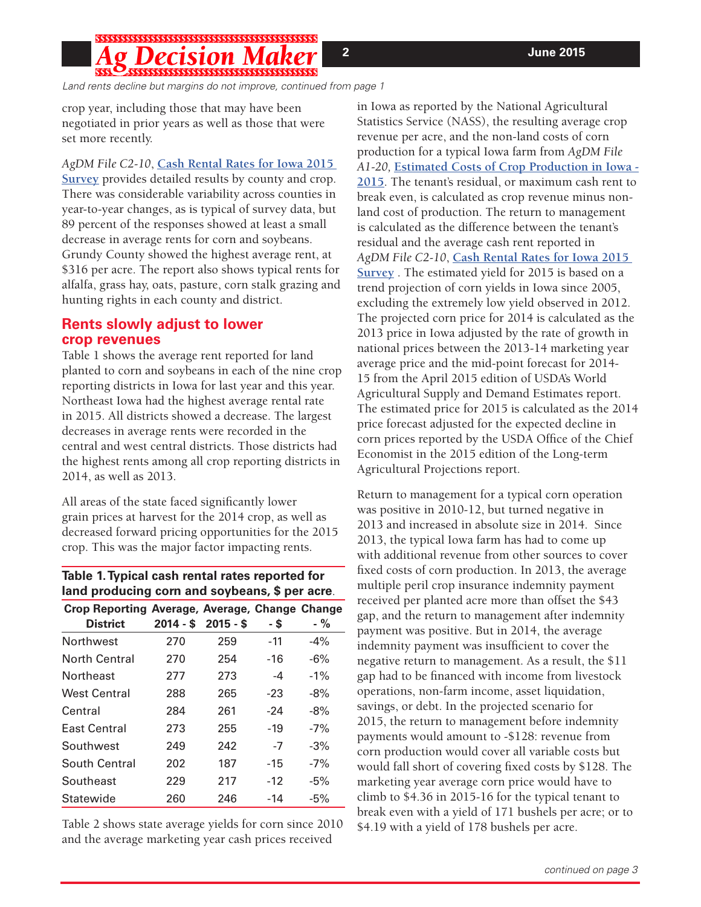*Land rents decline but margins do not improve, continued from page 1*

crop year, including those that may have been negotiated in prior years as well as those that were set more recently.

*AgDM File C2-10*, Cash Rental Rates for Iowa 2015 Survey provides detailed results by county and crop. There was considerable variability across counties in year-to-year changes, as is typical of survey data, but 89 percent of the responses showed at least a small decrease in average rents for corn and soybeans. Grundy County showed the highest average rent, at $316 per acre. The report also shows typical rents for alfalfa, grass hay, oats, pasture, corn stalk grazing and hunting rights in each county and district.

## Rents slowly adjust to lower crop revenues

Table 1 shows the average rent reported for land planted to corn and soybeans in each of the nine crop reporting districts in Iowa for last year and this year. Northeast Iowa had the highest average rental rate in 2015. All districts showed a decrease. The largest decreases in average rents were recorded in the central and west central districts. Those districts had the highest rents among all crop reporting districts in 2014, as well as 2013.

All areas of the state faced significantly lower grain prices at harvest for the 2014 crop, as well as decreased forward pricing opportunities for the 2015 crop. This was the major factor impacting rents.

**Table 1. Typical cash rental rates reported for land producing corn and soybeans, $ per acre.**

| Crop Reporting District | Average, 2014 - $ | Average, 2015 - $ | Change - $ | Change - % |
|---|---|---|---|---|
| Northwest | 270 | 259 | -11 | -4% |
| North Central | 270 | 254 | -16 | -6% |
| Northeast | 277 | 273 | -4 | -1% |
| West Central | 288 | 265 | -23 | -8% |
| Central | 284 | 261 | -24 | -8% |
| East Central | 273 | 255 | -19 | -7% |
| Southwest | 249 | 242 | -7 | -3% |
| South Central | 202 | 187 | -15 | -7% |
| Southeast | 229 | 217 | -12 | -5% |
| Statewide | 260 | 246 | -14 | -5% |

Table 2 shows state average yields for corn since 2010 and the average marketing year cash prices received in Iowa as reported by the National Agricultural Statistics Service (NASS), the resulting average crop revenue per acre, and the non-land costs of corn production for a typical Iowa farm from *AgDM File A1-20*, Estimated Costs of Crop Production in Iowa - 2015. The tenant's residual, or maximum cash rent to break even, is calculated as crop revenue minus non-land cost of production. The return to management is calculated as the difference between the tenant's residual and the average cash rent reported in *AgDM File C2-10*, Cash Rental Rates for Iowa 2015 Survey . The estimated yield for 2015 is based on a trend projection of corn yields in Iowa since 2005, excluding the extremely low yield observed in 2012. The projected corn price for 2014 is calculated as the 2013 price in Iowa adjusted by the rate of growth in national prices between the 2013-14 marketing year average price and the mid-point forecast for 2014-15 from the April 2015 edition of USDA's World Agricultural Supply and Demand Estimates report. The estimated price for 2015 is calculated as the 2014 price forecast adjusted for the expected decline in corn prices reported by the USDA Office of the Chief Economist in the 2015 edition of the Long-term Agricultural Projections report.

Return to management for a typical corn operation was positive in 2010-12, but turned negative in 2013 and increased in absolute size in 2014. Since 2013, the typical Iowa farm has had to come up with additional revenue from other sources to cover fixed costs of corn production. In 2013, the average multiple peril crop insurance indemnity payment received per planted acre more than offset the $43 gap, and the return to management after indemnity payment was positive. But in 2014, the average indemnity payment was insufficient to cover the negative return to management. As a result, the $11 gap had to be financed with income from livestock operations, non-farm income, asset liquidation, savings, or debt. In the projected scenario for 2015, the return to management before indemnity payments would amount to -$128: revenue from corn production would cover all variable costs but would fall short of covering fixed costs by $128. The marketing year average corn price would have to climb to $4.36 in 2015-16 for the typical tenant to break even with a yield of 171 bushels per acre; or to $4.19 with a yield of 178 bushels per acre.

*continued on page 3*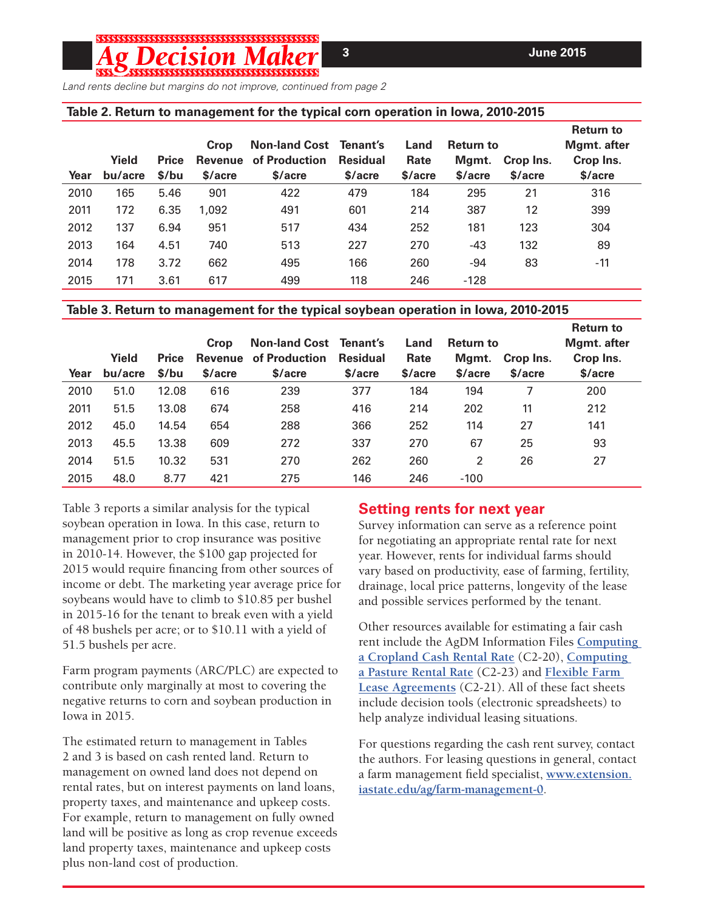*Land rents decline but margins do not improve, continued from page 2*

**Table 2. Return to management for the typical corn operation in Iowa, 2010-2015**

| Year | Yield bu/acre | Price $/bu | Crop Revenue $/acre | Non-land Cost of Production $/acre | Tenant's Residual $/acre | Land Rate $/acre | Return to Mgmt. $/acre | Crop Ins. $/acre | Return to Mgmt. after Crop Ins. $/acre |
|---|---|---|---|---|---|---|---|---|---|
| 2010 | 165 | 5.46 | 901 | 422 | 479 | 184 | 295 | 21 | 316 |
| 2011 | 172 | 6.35 | 1,092 | 491 | 601 | 214 | 387 | 12 | 399 |
| 2012 | 137 | 6.94 | 951 | 517 | 434 | 252 | 181 | 123 | 304 |
| 2013 | 164 | 4.51 | 740 | 513 | 227 | 270 | -43 | 132 | 89 |
| 2014 | 178 | 3.72 | 662 | 495 | 166 | 260 | -94 | 83 | -11 |
| 2015 | 171 | 3.61 | 617 | 499 | 118 | 246 | -128 | | |

**Table 3. Return to management for the typical soybean operation in Iowa, 2010-2015**

| Year | Yield bu/acre | Price $/bu | Crop Revenue $/acre | Non-land Cost of Production $/acre | Tenant's Residual $/acre | Land Rate $/acre | Return to Mgmt. $/acre | Crop Ins. $/acre | Return to Mgmt. after Crop Ins. $/acre |
|---|---|---|---|---|---|---|---|---|---|
| 2010 | 51.0 | 12.08 | 616 | 239 | 377 | 184 | 194 | 7 | 200 |
| 2011 | 51.5 | 13.08 | 674 | 258 | 416 | 214 | 202 | 11 | 212 |
| 2012 | 45.0 | 14.54 | 654 | 288 | 366 | 252 | 114 | 27 | 141 |
| 2013 | 45.5 | 13.38 | 609 | 272 | 337 | 270 | 67 | 25 | 93 |
| 2014 | 51.5 | 10.32 | 531 | 270 | 262 | 260 | 2 | 26 | 27 |
| 2015 | 48.0 | 8.77 | 421 | 275 | 146 | 246 | -100 | | |

Table 3 reports a similar analysis for the typical soybean operation in Iowa. In this case, return to management prior to crop insurance was positive in 2010-14. However, the $100 gap projected for 2015 would require financing from other sources of income or debt. The marketing year average price for soybeans would have to climb to $10.85 per bushel in 2015-16 for the tenant to break even with a yield of 48 bushels per acre; or to $10.11 with a yield of 51.5 bushels per acre.

Farm program payments (ARC/PLC) are expected to contribute only marginally at most to covering the negative returns to corn and soybean production in Iowa in 2015.

The estimated return to management in Tables 2 and 3 is based on cash rented land. Return to management on owned land does not depend on rental rates, but on interest payments on land loans, property taxes, and maintenance and upkeep costs. For example, return to management on fully owned land will be positive as long as crop revenue exceeds land property taxes, maintenance and upkeep costs plus non-land cost of production.

## Setting rents for next year

Survey information can serve as a reference point for negotiating an appropriate rental rate for next year. However, rents for individual farms should vary based on productivity, ease of farming, fertility, drainage, local price patterns, longevity of the lease and possible services performed by the tenant.

Other resources available for estimating a fair cash rent include the AgDM Information Files **Computing a Cropland Cash Rental Rate** (C2-20), **Computing a Pasture Rental Rate** (C2-23) and **Flexible Farm Lease Agreements** (C2-21). All of these fact sheets include decision tools (electronic spreadsheets) to help analyze individual leasing situations.

For questions regarding the cash rent survey, contact the authors. For leasing questions in general, contact a farm management field specialist, **www.extension.iastate.edu/ag/farm-management-0**.